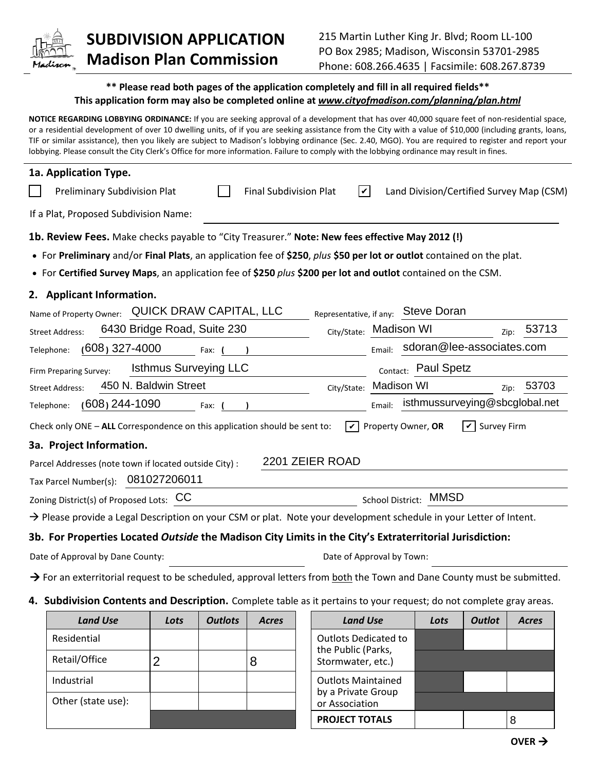# SUBDIVISION APPLICATION
## Madison Plan Commission

215 Martin Luther King Jr. Blvd; Room LL-100
PO Box 2985; Madison, Wisconsin 53701-2985
Phone: 608.266.4635 | Facsimile: 608.267.8739

**\*\* Please read both pages of the application completely and fill in all required fields\*\***
**This application form may also be completed online at *www.cityofmadison.com/planning/plan.html***

**NOTICE REGARDING LOBBYING ORDINANCE:** If you are seeking approval of a development that has over 40,000 square feet of non-residential space, or a residential development of over 10 dwelling units, of if you are seeking assistance from the City with a value of $10,000 (including grants, loans, TIF or similar assistance), then you likely are subject to Madison's lobbying ordinance (Sec. 2.40, MGO). You are required to register and report your lobbying. Please consult the City Clerk's Office for more information. Failure to comply with the lobbying ordinance may result in fines.

### 1a. Application Type.

☐ Preliminary Subdivision Plat ☐ Final Subdivision Plat ☑ Land Division/Certified Survey Map (CSM)

If a Plat, Proposed Subdivision Name: ______

### 1b. Review Fees.
Make checks payable to "City Treasurer." **Note: New fees effective May 2012 (!)**

- For **Preliminary** and/or **Final Plats**, an application fee of **$250**, *plus* **$50 per lot or outlot** contained on the plat.
- For **Certified Survey Maps**, an application fee of **$250** *plus* **$200 per lot and outlot** contained on the CSM.

### 2. Applicant Information.

Name of Property Owner: QUICK DRAW CAPITAL, LLC Representative, if any: Steve Doran
Street Address: 6430 Bridge Road, Suite 230 City/State: Madison WI Zip: 53713
Telephone: (608) 327-4000 Fax: ( ) Email: sdoran@lee-associates.com

Firm Preparing Survey: Isthmus Surveying LLC Contact: Paul Spetz
Street Address: 450 N. Baldwin Street City/State: Madison WI Zip: 53703
Telephone: (608) 244-1090 Fax: ( ) Email: isthmussurveying@sbcglobal.net

Check only ONE – **ALL** Correspondence on this application should be sent to: ☑ Property Owner, **OR** ☑ Survey Firm

### 3a. Project Information.

Parcel Addresses (note town if located outside City) : 2201 ZEIER ROAD
Tax Parcel Number(s): 081027206011
Zoning District(s) of Proposed Lots: CC School District: MMSD

→ Please provide a Legal Description on your CSM or plat. Note your development schedule in your Letter of Intent.

### 3b. For Properties Located *Outside* the Madison City Limits in the City's Extraterritorial Jurisdiction:

Date of Approval by Dane County: ______ Date of Approval by Town: ______

→ For an exterritorial request to be scheduled, approval letters from both the Town and Dane County must be submitted.

### 4. Subdivision Contents and Description.
Complete table as it pertains to your request; do not complete gray areas.

| *Land Use* | *Lots* | *Outlots* | *Acres* |
|---|---|---|---|
| Residential | | | |
| Retail/Office | 2 | | 8 |
| Industrial | | | |
| Other (state use): | | | |

| *Land Use* | *Lots* | *Outlot* | *Acres* |
|---|---|---|---|
| Outlots Dedicated to the Public (Parks, Stormwater, etc.) | | | |
| Outlots Maintained by a Private Group or Association | | | |
| **PROJECT TOTALS** | | | 8 |

**OVER →**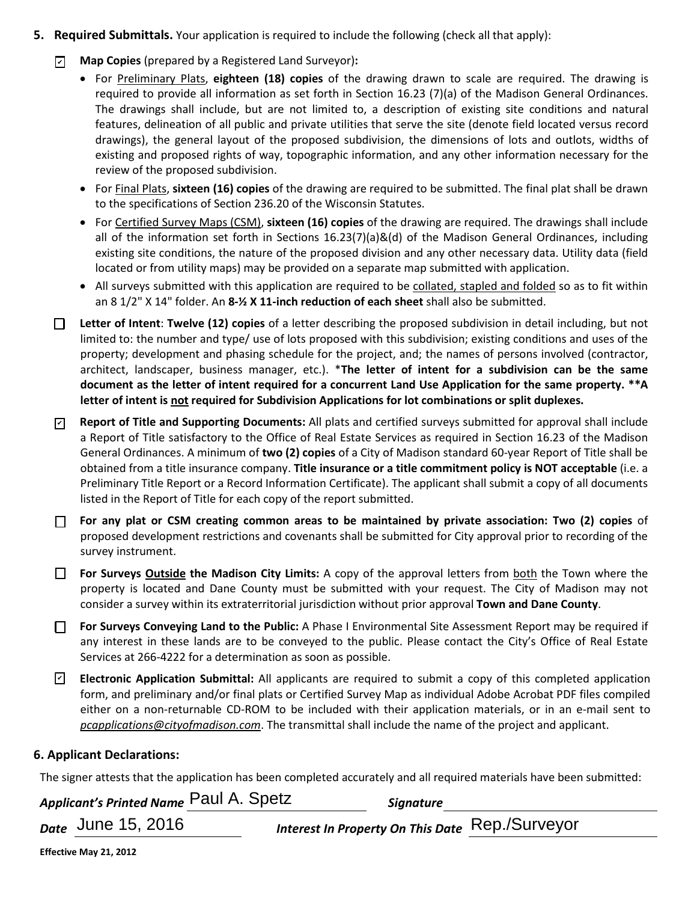**5. Required Submittals.** Your application is required to include the following (check all that apply):

- [x] **Map Copies** (prepared by a Registered Land Surveyor)**:**
  - For Preliminary Plats, **eighteen (18) copies** of the drawing drawn to scale are required. The drawing is required to provide all information as set forth in Section 16.23 (7)(a) of the Madison General Ordinances. The drawings shall include, but are not limited to, a description of existing site conditions and natural features, delineation of all public and private utilities that serve the site (denote field located versus record drawings), the general layout of the proposed subdivision, the dimensions of lots and outlots, widths of existing and proposed rights of way, topographic information, and any other information necessary for the review of the proposed subdivision.
  - For Final Plats, **sixteen (16) copies** of the drawing are required to be submitted. The final plat shall be drawn to the specifications of Section 236.20 of the Wisconsin Statutes.
  - For Certified Survey Maps (CSM), **sixteen (16) copies** of the drawing are required. The drawings shall include all of the information set forth in Sections 16.23(7)(a)&(d) of the Madison General Ordinances, including existing site conditions, the nature of the proposed division and any other necessary data. Utility data (field located or from utility maps) may be provided on a separate map submitted with application.
  - All surveys submitted with this application are required to be collated, stapled and folded so as to fit within an 8 1/2" X 14" folder. An **8-½ X 11-inch reduction of each sheet** shall also be submitted.

- [ ] **Letter of Intent**: **Twelve (12) copies** of a letter describing the proposed subdivision in detail including, but not limited to: the number and type/ use of lots proposed with this subdivision; existing conditions and uses of the property; development and phasing schedule for the project, and; the names of persons involved (contractor, architect, landscaper, business manager, etc.). ***The letter of intent for a subdivision can be the same document as the letter of intent required for a concurrent Land Use Application for the same property. **A letter of intent is not required for Subdivision Applications for lot combinations or split duplexes.**

- [x] **Report of Title and Supporting Documents:** All plats and certified surveys submitted for approval shall include a Report of Title satisfactory to the Office of Real Estate Services as required in Section 16.23 of the Madison General Ordinances. A minimum of **two (2) copies** of a City of Madison standard 60-year Report of Title shall be obtained from a title insurance company. **Title insurance or a title commitment policy is NOT acceptable** (i.e. a Preliminary Title Report or a Record Information Certificate). The applicant shall submit a copy of all documents listed in the Report of Title for each copy of the report submitted.

- [ ] **For any plat or CSM creating common areas to be maintained by private association: Two (2) copies** of proposed development restrictions and covenants shall be submitted for City approval prior to recording of the survey instrument.

- [ ] **For Surveys Outside the Madison City Limits:** A copy of the approval letters from both the Town where the property is located and Dane County must be submitted with your request. The City of Madison may not consider a survey within its extraterritorial jurisdiction without prior approval **Town and Dane County**.

- [ ] **For Surveys Conveying Land to the Public:** A Phase I Environmental Site Assessment Report may be required if any interest in these lands are to be conveyed to the public. Please contact the City's Office of Real Estate Services at 266-4222 for a determination as soon as possible.

- [x] **Electronic Application Submittal:** All applicants are required to submit a copy of this completed application form, and preliminary and/or final plats or Certified Survey Map as individual Adobe Acrobat PDF files compiled either on a non-returnable CD-ROM to be included with their application materials, or in an e-mail sent to *pcapplications@cityofmadison.com*. The transmittal shall include the name of the project and applicant.

**6. Applicant Declarations:**

The signer attests that the application has been completed accurately and all required materials have been submitted:

***Applicant's Printed Name*** Paul A. Spetz ***Signature*** ____________________

***Date*** June 15, 2016 ***Interest In Property On This Date*** Rep./Surveyor

**Effective May 21, 2012**